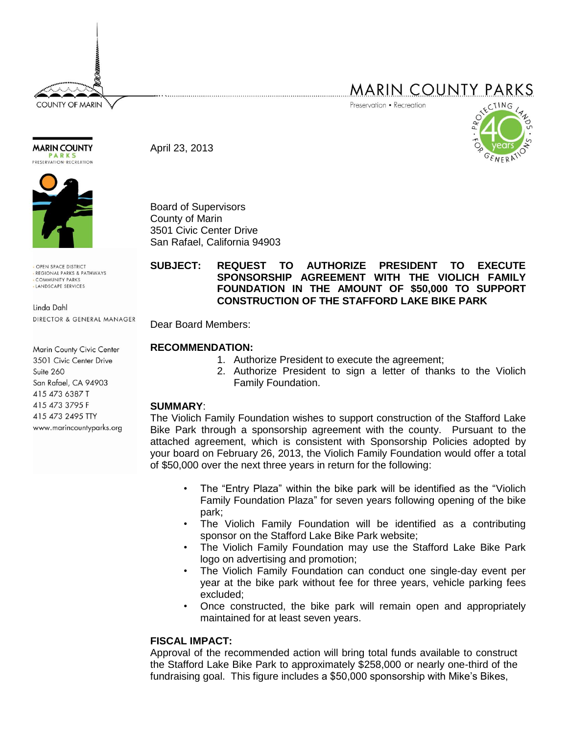COUNTY OF MARIN

# MARIN COUNTY PARKS

Preservation • Recreation

MARIN COUNTY PARKS
PRESERVATION · RECREATION

- OPEN SPACE DISTRICT
- REGIONAL PARKS & PATHWAYS
- COMMUNITY PARKS
- LANDSCAPE SERVICES

Linda Dahl
DIRECTOR & GENERAL MANAGER

Marin County Civic Center
3501 Civic Center Drive
Suite 260
San Rafael, CA 94903
415 473 6387 T
415 473 3795 F
415 473 2495 TTY
www.marincountyparks.org

April 23, 2013

Board of Supervisors
County of Marin
3501 Civic Center Drive
San Rafael, California 94903

**SUBJECT: REQUEST TO AUTHORIZE PRESIDENT TO EXECUTE SPONSORSHIP AGREEMENT WITH THE VIOLICH FAMILY FOUNDATION IN THE AMOUNT OF $50,000 TO SUPPORT CONSTRUCTION OF THE STAFFORD LAKE BIKE PARK**

Dear Board Members:

**RECOMMENDATION:**

1. Authorize President to execute the agreement;
2. Authorize President to sign a letter of thanks to the Violich Family Foundation.

**SUMMARY**:

The Violich Family Foundation wishes to support construction of the Stafford Lake Bike Park through a sponsorship agreement with the county. Pursuant to the attached agreement, which is consistent with Sponsorship Policies adopted by your board on February 26, 2013, the Violich Family Foundation would offer a total of $50,000 over the next three years in return for the following:

- The "Entry Plaza" within the bike park will be identified as the "Violich Family Foundation Plaza" for seven years following opening of the bike park;
- The Violich Family Foundation will be identified as a contributing sponsor on the Stafford Lake Bike Park website;
- The Violich Family Foundation may use the Stafford Lake Bike Park logo on advertising and promotion;
- The Violich Family Foundation can conduct one single-day event per year at the bike park without fee for three years, vehicle parking fees excluded;
- Once constructed, the bike park will remain open and appropriately maintained for at least seven years.

**FISCAL IMPACT:**

Approval of the recommended action will bring total funds available to construct the Stafford Lake Bike Park to approximately $258,000 or nearly one-third of the fundraising goal. This figure includes a $50,000 sponsorship with Mike's Bikes,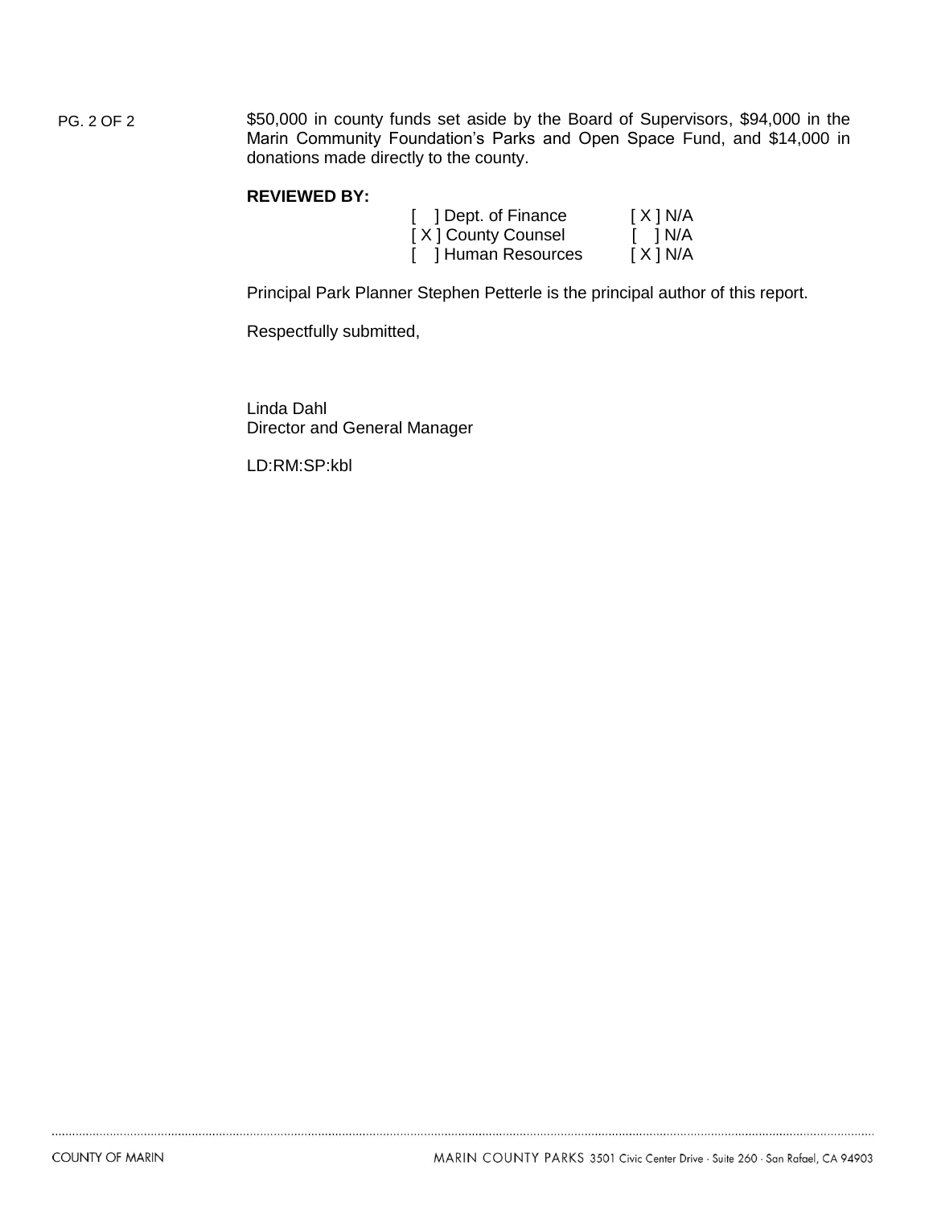$50,000 in county funds set aside by the Board of Supervisors, $94,000 in the Marin Community Foundation's Parks and Open Space Fund, and $14,000 in donations made directly to the county.

**REVIEWED BY:**

| | |
|---|---|
| [ ] Dept. of Finance | [ X ] N/A |
| [ X ] County Counsel | [ ] N/A |
| [ ] Human Resources | [ X ] N/A |

Principal Park Planner Stephen Petterle is the principal author of this report.

Respectfully submitted,

Linda Dahl
Director and General Manager

LD:RM:SP:kbl